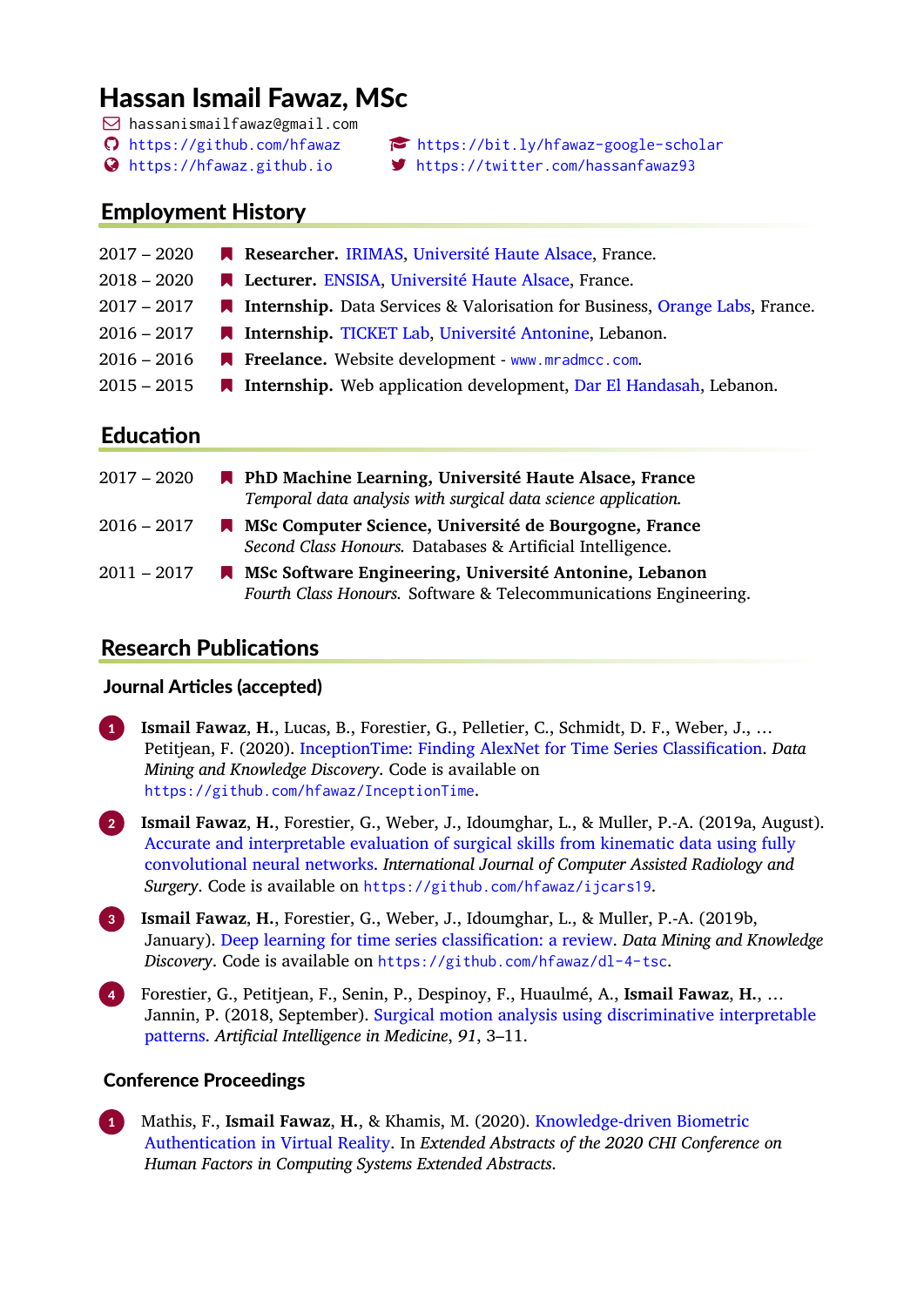# Hassan Ismail Fawaz, MSc

hassanismailfawaz@gmail.com
https://github.com/hfawaz
https://bit.ly/hfawaz-google-scholar
https://hfawaz.github.io
https://twitter.com/hassanfawaz93

## Employment History

- 2017 – 2020 **Researcher.** IRIMAS, Université Haute Alsace, France.
- 2018 – 2020 **Lecturer.** ENSISA, Université Haute Alsace, France.
- 2017 – 2017 **Internship.** Data Services & Valorisation for Business, Orange Labs, France.
- 2016 – 2017 **Internship.** TICKET Lab, Université Antonine, Lebanon.
- 2016 – 2016 **Freelance.** Website development - www.mradmcc.com.
- 2015 – 2015 **Internship.** Web application development, Dar El Handasah, Lebanon.

## Education

- 2017 – 2020 **PhD Machine Learning, Université Haute Alsace, France**
  *Temporal data analysis with surgical data science application.*
- 2016 – 2017 **MSc Computer Science, Université de Bourgogne, France**
  *Second Class Honours.* Databases & Artificial Intelligence.
- 2011 – 2017 **MSc Software Engineering, Université Antonine, Lebanon**
  *Fourth Class Honours.* Software & Telecommunications Engineering.

## Research Publications

### Journal Articles (accepted)

1. **Ismail Fawaz**, **H.**, Lucas, B., Forestier, G., Pelletier, C., Schmidt, D. F., Weber, J., … Petitjean, F. (2020). InceptionTime: Finding AlexNet for Time Series Classification. *Data Mining and Knowledge Discovery*. Code is available on https://github.com/hfawaz/InceptionTime.
2. **Ismail Fawaz**, **H.**, Forestier, G., Weber, J., Idoumghar, L., & Muller, P.-A. (2019a, August). Accurate and interpretable evaluation of surgical skills from kinematic data using fully convolutional neural networks. *International Journal of Computer Assisted Radiology and Surgery*. Code is available on https://github.com/hfawaz/ijcars19.
3. **Ismail Fawaz**, **H.**, Forestier, G., Weber, J., Idoumghar, L., & Muller, P.-A. (2019b, January). Deep learning for time series classification: a review. *Data Mining and Knowledge Discovery*. Code is available on https://github.com/hfawaz/dl-4-tsc.
4. Forestier, G., Petitjean, F., Senin, P., Despinoy, F., Huaulmé, A., **Ismail Fawaz**, **H.**, … Jannin, P. (2018, September). Surgical motion analysis using discriminative interpretable patterns. *Artificial Intelligence in Medicine*, *91*, 3–11.

### Conference Proceedings

1. Mathis, F., **Ismail Fawaz**, **H.**, & Khamis, M. (2020). Knowledge-driven Biometric Authentication in Virtual Reality. In *Extended Abstracts of the 2020 CHI Conference on Human Factors in Computing Systems Extended Abstracts*.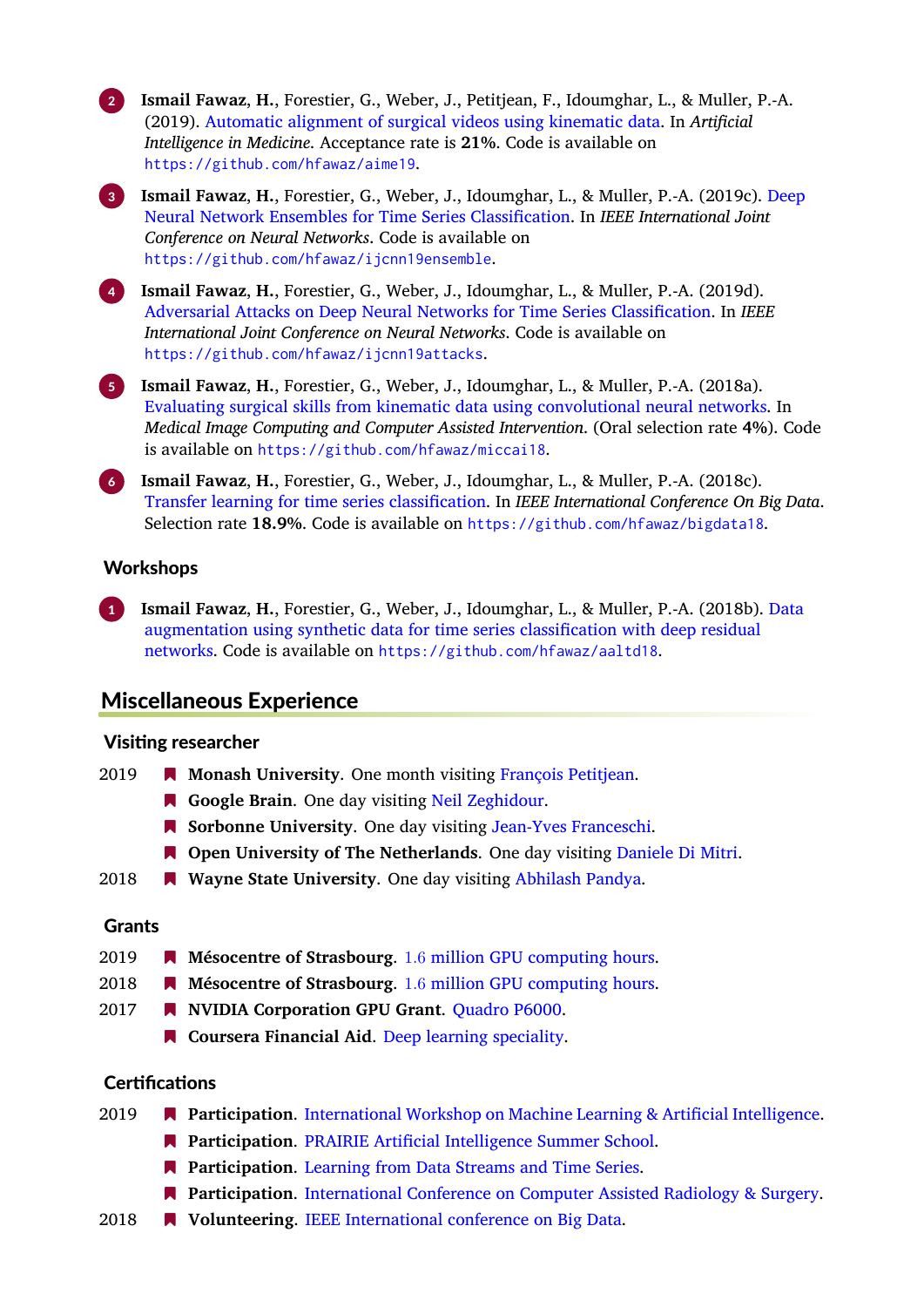2. **Ismail Fawaz, H.**, Forestier, G., Weber, J., Petitjean, F., Idoumghar, L., & Muller, P.-A. (2019). Automatic alignment of surgical videos using kinematic data. In *Artificial Intelligence in Medicine*. Acceptance rate is **21%**. Code is available on `https://github.com/hfawaz/aime19`.

3. **Ismail Fawaz, H.**, Forestier, G., Weber, J., Idoumghar, L., & Muller, P.-A. (2019c). Deep Neural Network Ensembles for Time Series Classification. In *IEEE International Joint Conference on Neural Networks*. Code is available on `https://github.com/hfawaz/ijcnn19ensemble`.

4. **Ismail Fawaz, H.**, Forestier, G., Weber, J., Idoumghar, L., & Muller, P.-A. (2019d). Adversarial Attacks on Deep Neural Networks for Time Series Classification. In *IEEE International Joint Conference on Neural Networks*. Code is available on `https://github.com/hfawaz/ijcnn19attacks`.

5. **Ismail Fawaz, H.**, Forestier, G., Weber, J., Idoumghar, L., & Muller, P.-A. (2018a). Evaluating surgical skills from kinematic data using convolutional neural networks. In *Medical Image Computing and Computer Assisted Intervention*. (Oral selection rate **4%**). Code is available on `https://github.com/hfawaz/miccai18`.

6. **Ismail Fawaz, H.**, Forestier, G., Weber, J., Idoumghar, L., & Muller, P.-A. (2018c). Transfer learning for time series classification. In *IEEE International Conference On Big Data*. Selection rate **18.9%**. Code is available on `https://github.com/hfawaz/bigdata18`.

### Workshops

1. **Ismail Fawaz, H.**, Forestier, G., Weber, J., Idoumghar, L., & Muller, P.-A. (2018b). Data augmentation using synthetic data for time series classification with deep residual networks. Code is available on `https://github.com/hfawaz/aaltd18`.

## Miscellaneous Experience

### Visiting researcher

- 2019 — **Monash University**. One month visiting François Petitjean.
- **Google Brain**. One day visiting Neil Zeghidour.
- **Sorbonne University**. One day visiting Jean-Yves Franceschi.
- **Open University of The Netherlands**. One day visiting Daniele Di Mitri.
- 2018 — **Wayne State University**. One day visiting Abhilash Pandya.

### Grants

- 2019 — **Mésocentre of Strasbourg**. 1.6 million GPU computing hours.
- 2018 — **Mésocentre of Strasbourg**. 1.6 million GPU computing hours.
- 2017 — **NVIDIA Corporation GPU Grant**. Quadro P6000.
- **Coursera Financial Aid**. Deep learning speciality.

### Certifications

- 2019 — **Participation**. International Workshop on Machine Learning & Artificial Intelligence.
- **Participation**. PRAIRIE Artificial Intelligence Summer School.
- **Participation**. Learning from Data Streams and Time Series.
- **Participation**. International Conference on Computer Assisted Radiology & Surgery.
- 2018 — **Volunteering**. IEEE International conference on Big Data.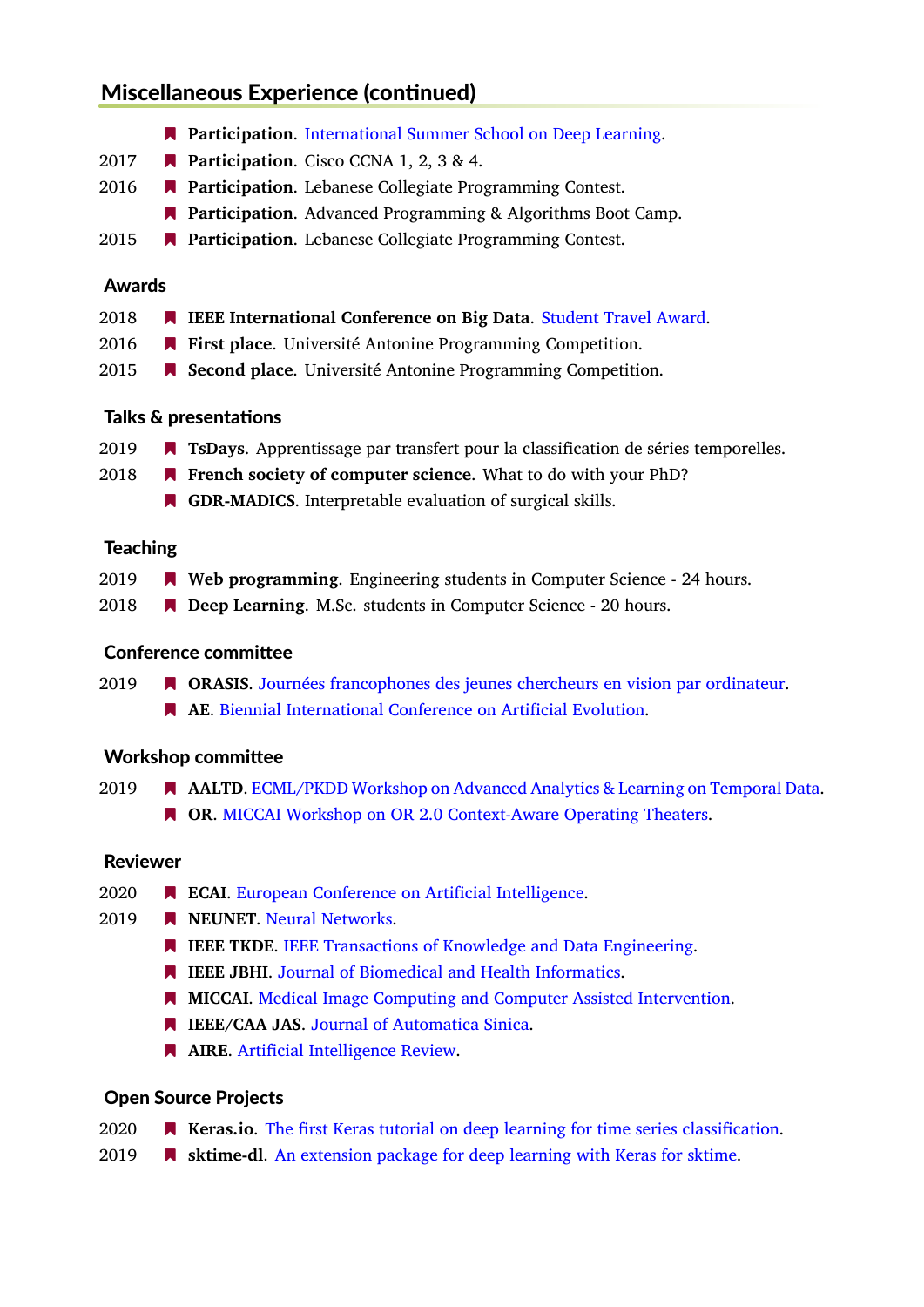## Miscellaneous Experience (continued)

- **Participation**. International Summer School on Deep Learning.
- 2017 **Participation**. Cisco CCNA 1, 2, 3 & 4.
- 2016 **Participation**. Lebanese Collegiate Programming Contest.
- **Participation**. Advanced Programming & Algorithms Boot Camp.
- 2015 **Participation**. Lebanese Collegiate Programming Contest.

### Awards

- 2018 **IEEE International Conference on Big Data**. Student Travel Award.
- 2016 **First place**. Université Antonine Programming Competition.
- 2015 **Second place**. Université Antonine Programming Competition.

### Talks & presentations

- 2019 **TsDays**. Apprentissage par transfert pour la classification de séries temporelles.
- 2018 **French society of computer science**. What to do with your PhD?
- **GDR-MADICS**. Interpretable evaluation of surgical skills.

### Teaching

- 2019 **Web programming**. Engineering students in Computer Science - 24 hours.
- 2018 **Deep Learning**. M.Sc. students in Computer Science - 20 hours.

### Conference committee

- 2019 **ORASIS**. Journées francophones des jeunes chercheurs en vision par ordinateur.
- **AE**. Biennial International Conference on Artificial Evolution.

### Workshop committee

- 2019 **AALTD**. ECML/PKDD Workshop on Advanced Analytics & Learning on Temporal Data.
- **OR**. MICCAI Workshop on OR 2.0 Context-Aware Operating Theaters.

### Reviewer

- 2020 **ECAI**. European Conference on Artificial Intelligence.
- 2019 **NEUNET**. Neural Networks.
- **IEEE TKDE**. IEEE Transactions of Knowledge and Data Engineering.
- **IEEE JBHI**. Journal of Biomedical and Health Informatics.
- **MICCAI**. Medical Image Computing and Computer Assisted Intervention.
- **IEEE/CAA JAS**. Journal of Automatica Sinica.
- **AIRE**. Artificial Intelligence Review.

### Open Source Projects

- 2020 **Keras.io**. The first Keras tutorial on deep learning for time series classification.
- 2019 **sktime-dl**. An extension package for deep learning with Keras for sktime.